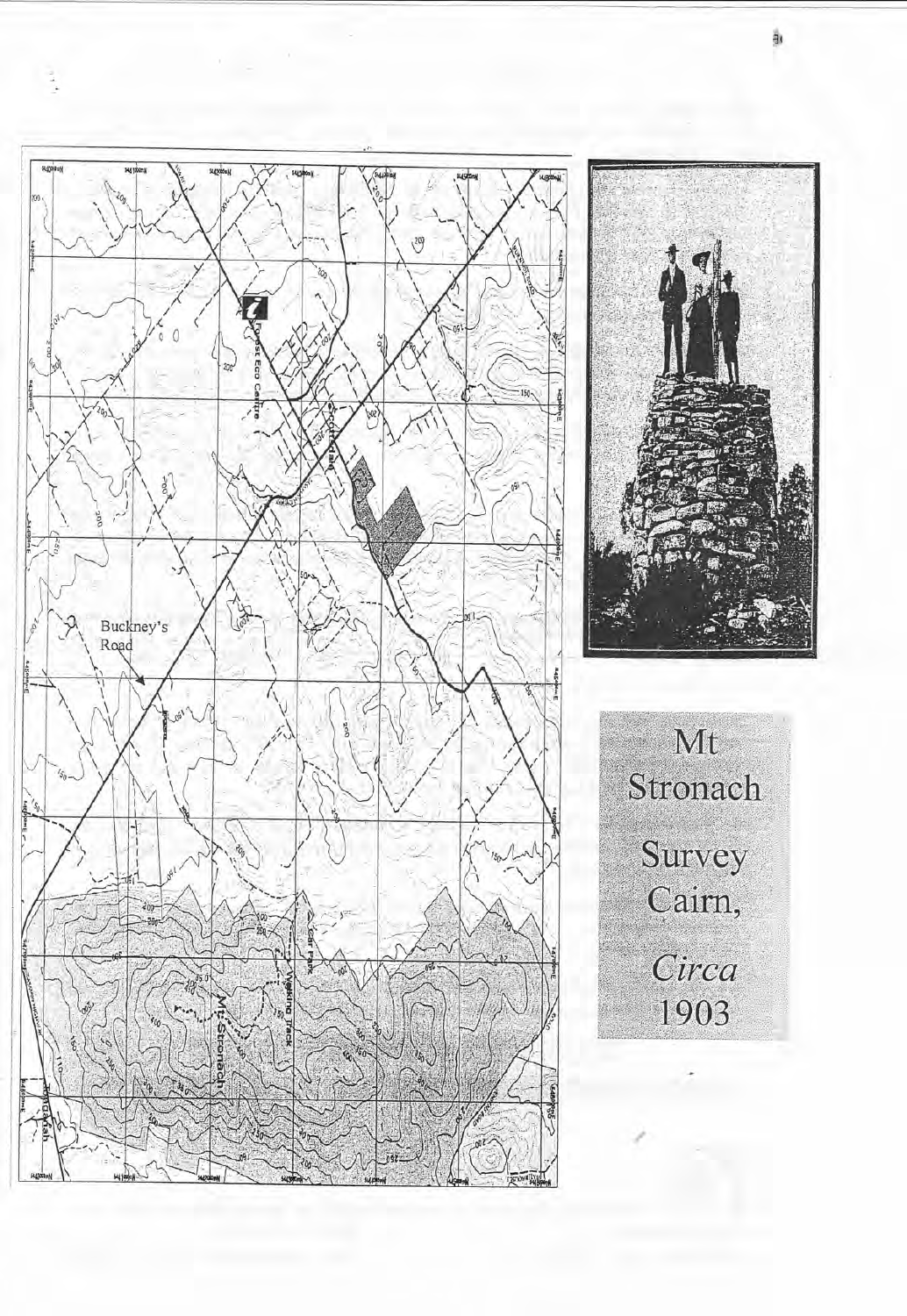Mt Stronach Survey Cairn, *Circa* 1903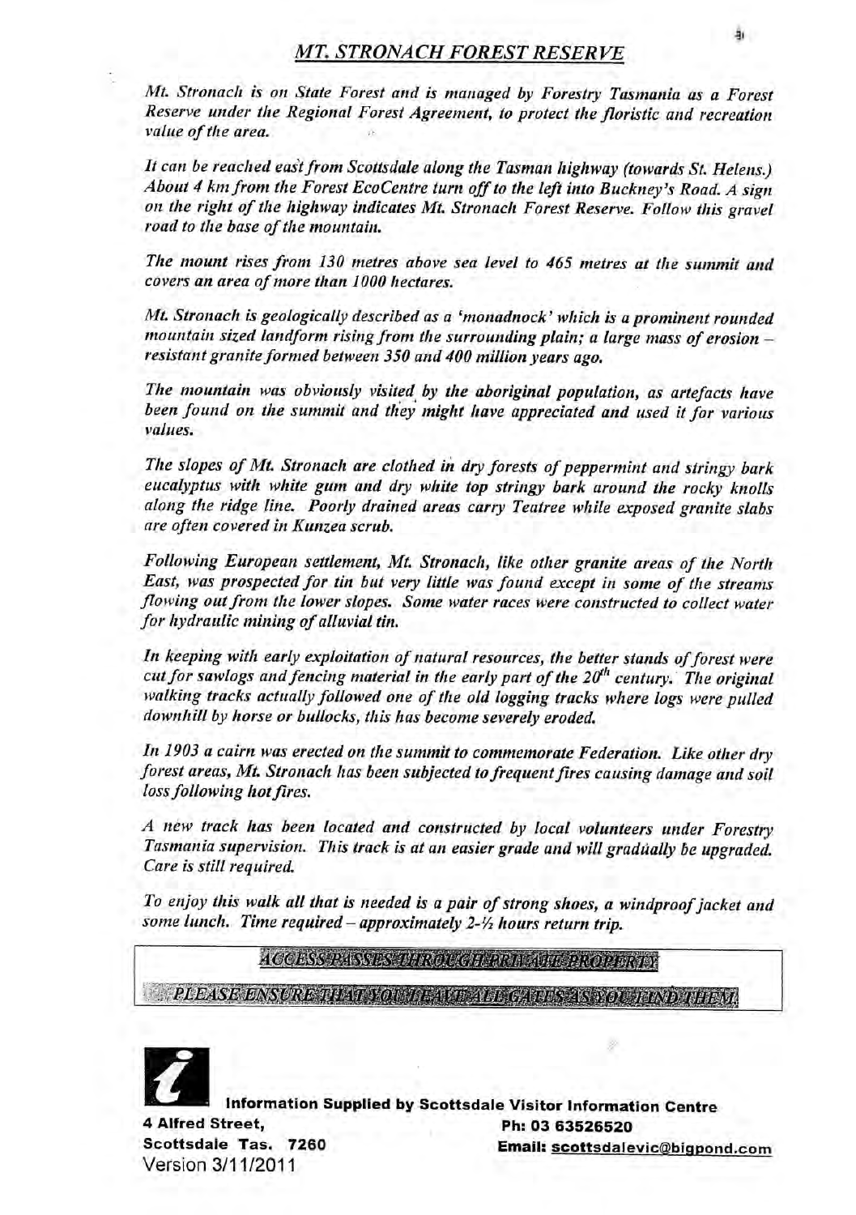## *MT. STRONACH FOREST RESERVE*

*Mt. Stronach is on State Forest and is managed by Forestry Tasmania as a Forest Reserve under the Regional Forest Agreement, to protect the floristic and recreation value of the area.*

*It can be reached east from Scottsdale along the Tasman highway (towards St. Helens.) About 4 km from the Forest EcoCentre turn off to the left into Buckney's Road. A sign on the right of the highway indicates Mt. Stronach Forest Reserve. Follow this gravel road to the base of the mountain.*

*The mount rises from 130 metres above sea level to 465 metres at the summit and covers an area of more than 1000 hectares.*

*Mt. Stronach is geologically described as a 'monadnock' which is a prominent rounded mountain sized landform rising from the surrounding plain; a large mass of erosion – resistant granite formed between 350 and 400 million years ago.*

*The mountain was obviously visited by the aboriginal population, as artefacts have been found on the summit and they might have appreciated and used it for various values.*

*The slopes of Mt. Stronach are clothed in dry forests of peppermint and stringy bark eucalyptus with white gum and dry white top stringy bark around the rocky knolls along the ridge line. Poorly drained areas carry Teatree while exposed granite slabs are often covered in Kunzea scrub.*

*Following European settlement, Mt. Stronach, like other granite areas of the North East, was prospected for tin but very little was found except in some of the streams flowing out from the lower slopes. Some water races were constructed to collect water for hydraulic mining of alluvial tin.*

*In keeping with early exploitation of natural resources, the better stands of forest were cut for sawlogs and fencing material in the early part of the 20th century. The original walking tracks actually followed one of the old logging tracks where logs were pulled downhill by horse or bullocks, this has become severely eroded.*

*In 1903 a cairn was erected on the summit to commemorate Federation. Like other dry forest areas, Mt. Stronach has been subjected to frequent fires causing damage and soil loss following hot fires.*

*A new track has been located and constructed by local volunteers under Forestry Tasmania supervision. This track is at an easier grade and will gradually be upgraded. Care is still required.*

*To enjoy this walk all that is needed is a pair of strong shoes, a windproof jacket and some lunch. Time required – approximately 2-½ hours return trip.*

***ACCESS PASSES THROUGH PRIVATE PROPERTY***

***PLEASE ENSURE THAT YOU LEAVE ALL GATES AS YOU FIND THEM.***

**Information Supplied by Scottsdale Visitor Information Centre**

**4 Alfred Street,**
**Scottsdale Tas. 7260**

**Ph: 03 63526520**
**Email: scottsdalevic@bigpond.com**

Version 3/11/2011